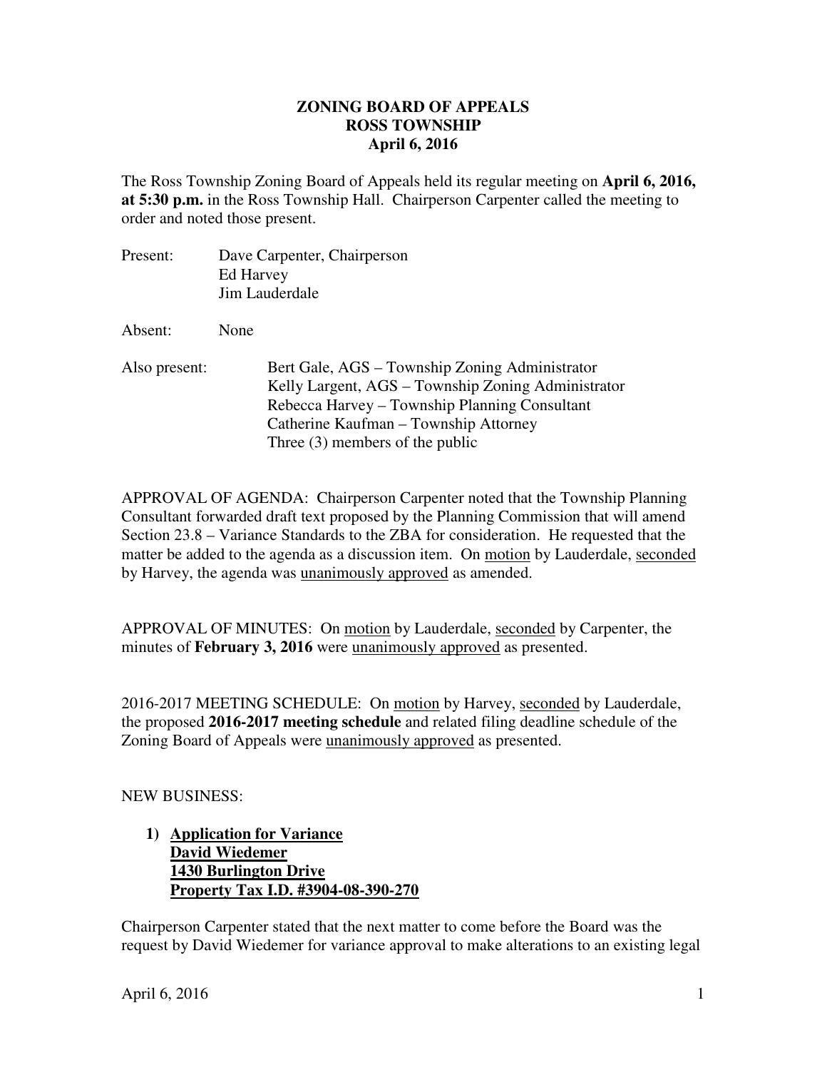# ZONING BOARD OF APPEALS
# ROSS TOWNSHIP
# April 6, 2016

The Ross Township Zoning Board of Appeals held its regular meeting on **April 6, 2016, at 5:30 p.m.** in the Ross Township Hall. Chairperson Carpenter called the meeting to order and noted those present.

Present: Dave Carpenter, Chairperson
Ed Harvey
Jim Lauderdale

Absent: None

Also present: Bert Gale, AGS – Township Zoning Administrator
Kelly Largent, AGS – Township Zoning Administrator
Rebecca Harvey – Township Planning Consultant
Catherine Kaufman – Township Attorney
Three (3) members of the public

APPROVAL OF AGENDA: Chairperson Carpenter noted that the Township Planning Consultant forwarded draft text proposed by the Planning Commission that will amend Section 23.8 – Variance Standards to the ZBA for consideration. He requested that the matter be added to the agenda as a discussion item. On <u>motion</u> by Lauderdale, <u>seconded</u> by Harvey, the agenda was <u>unanimously approved</u> as amended.

APPROVAL OF MINUTES: On <u>motion</u> by Lauderdale, <u>seconded</u> by Carpenter, the minutes of **February 3, 2016** were <u>unanimously approved</u> as presented.

2016-2017 MEETING SCHEDULE: On <u>motion</u> by Harvey, <u>seconded</u> by Lauderdale, the proposed **2016-2017 meeting schedule** and related filing deadline schedule of the Zoning Board of Appeals were <u>unanimously approved</u> as presented.

NEW BUSINESS:

1) **<u>Application for Variance</u>**
**<u>David Wiedemer</u>**
**<u>1430 Burlington Drive</u>**
**<u>Property Tax I.D. #3904-08-390-270</u>**

Chairperson Carpenter stated that the next matter to come before the Board was the request by David Wiedemer for variance approval to make alterations to an existing legal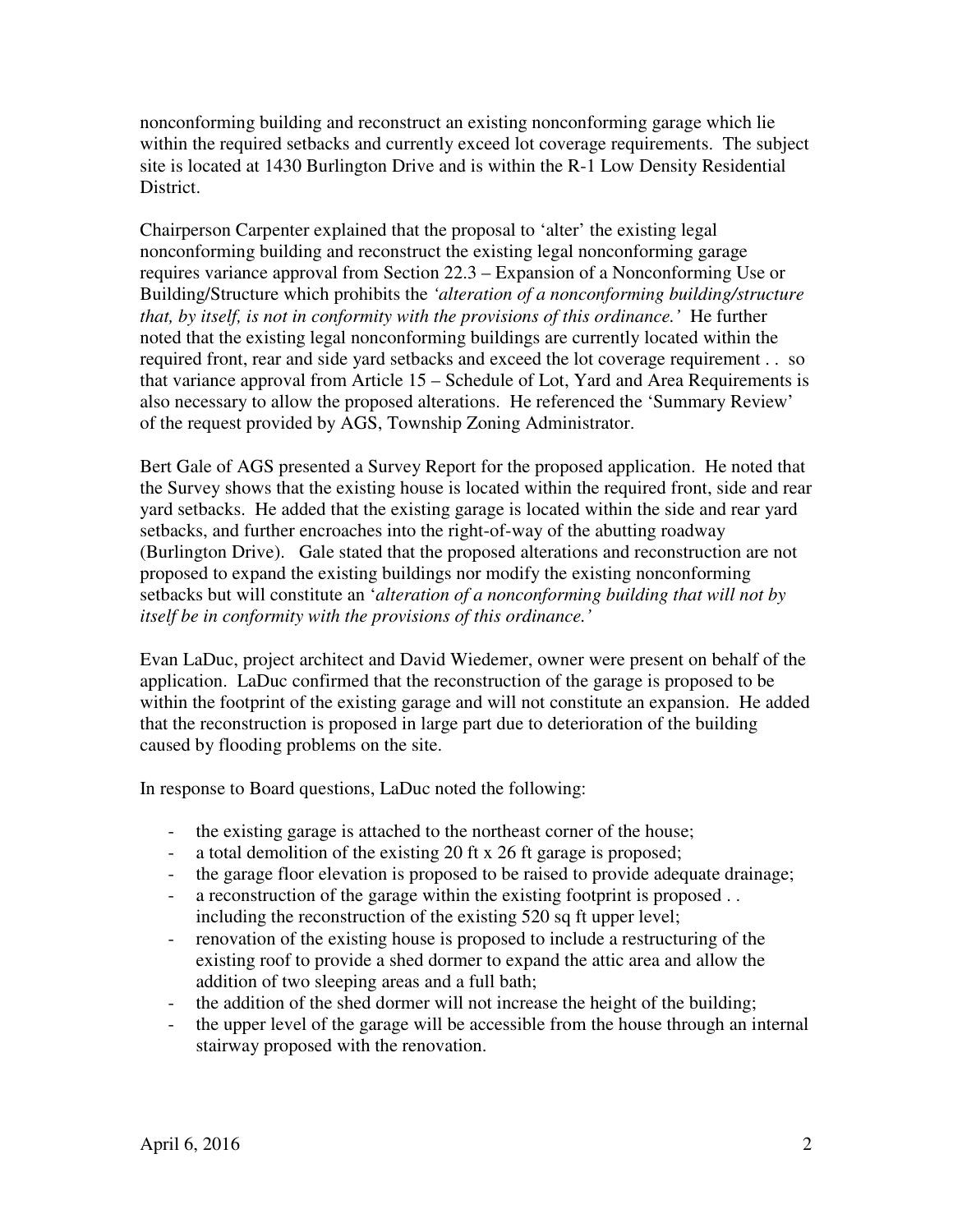nonconforming building and reconstruct an existing nonconforming garage which lie within the required setbacks and currently exceed lot coverage requirements. The subject site is located at 1430 Burlington Drive and is within the R-1 Low Density Residential District.

Chairperson Carpenter explained that the proposal to 'alter' the existing legal nonconforming building and reconstruct the existing legal nonconforming garage requires variance approval from Section 22.3 – Expansion of a Nonconforming Use or Building/Structure which prohibits the *'alteration of a nonconforming building/structure that, by itself, is not in conformity with the provisions of this ordinance.'* He further noted that the existing legal nonconforming buildings are currently located within the required front, rear and side yard setbacks and exceed the lot coverage requirement . . so that variance approval from Article 15 – Schedule of Lot, Yard and Area Requirements is also necessary to allow the proposed alterations. He referenced the 'Summary Review' of the request provided by AGS, Township Zoning Administrator.

Bert Gale of AGS presented a Survey Report for the proposed application. He noted that the Survey shows that the existing house is located within the required front, side and rear yard setbacks. He added that the existing garage is located within the side and rear yard setbacks, and further encroaches into the right-of-way of the abutting roadway (Burlington Drive). Gale stated that the proposed alterations and reconstruction are not proposed to expand the existing buildings nor modify the existing nonconforming setbacks but will constitute an '*alteration of a nonconforming building that will not by itself be in conformity with the provisions of this ordinance.'*

Evan LaDuc, project architect and David Wiedemer, owner were present on behalf of the application. LaDuc confirmed that the reconstruction of the garage is proposed to be within the footprint of the existing garage and will not constitute an expansion. He added that the reconstruction is proposed in large part due to deterioration of the building caused by flooding problems on the site.

In response to Board questions, LaDuc noted the following:

- the existing garage is attached to the northeast corner of the house;
- a total demolition of the existing 20 ft x 26 ft garage is proposed;
- the garage floor elevation is proposed to be raised to provide adequate drainage;
- a reconstruction of the garage within the existing footprint is proposed . . including the reconstruction of the existing 520 sq ft upper level;
- renovation of the existing house is proposed to include a restructuring of the existing roof to provide a shed dormer to expand the attic area and allow the addition of two sleeping areas and a full bath;
- the addition of the shed dormer will not increase the height of the building;
- the upper level of the garage will be accessible from the house through an internal stairway proposed with the renovation.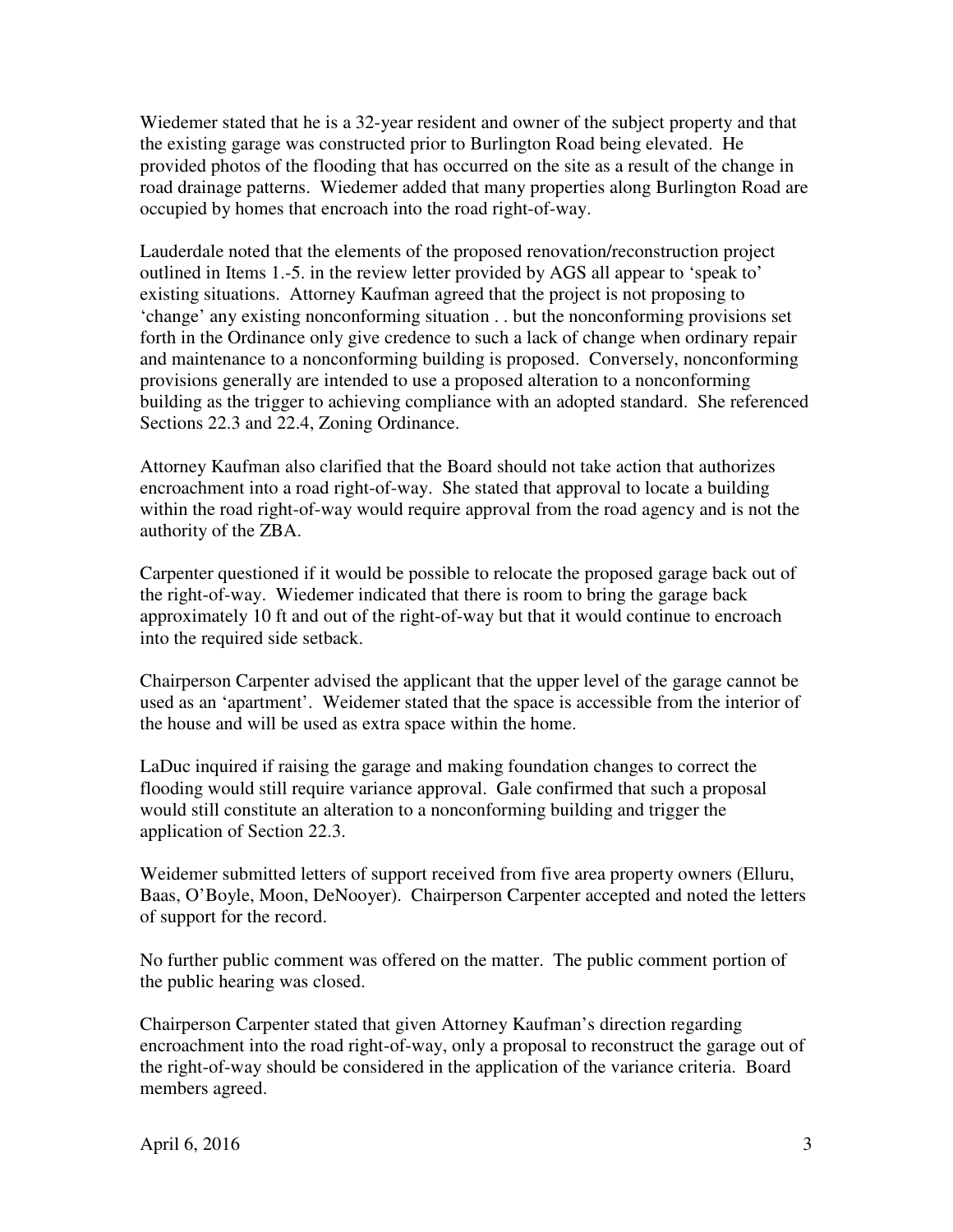Wiedemer stated that he is a 32-year resident and owner of the subject property and that the existing garage was constructed prior to Burlington Road being elevated. He provided photos of the flooding that has occurred on the site as a result of the change in road drainage patterns. Wiedemer added that many properties along Burlington Road are occupied by homes that encroach into the road right-of-way.

Lauderdale noted that the elements of the proposed renovation/reconstruction project outlined in Items 1.-5. in the review letter provided by AGS all appear to 'speak to' existing situations. Attorney Kaufman agreed that the project is not proposing to 'change' any existing nonconforming situation . . but the nonconforming provisions set forth in the Ordinance only give credence to such a lack of change when ordinary repair and maintenance to a nonconforming building is proposed. Conversely, nonconforming provisions generally are intended to use a proposed alteration to a nonconforming building as the trigger to achieving compliance with an adopted standard. She referenced Sections 22.3 and 22.4, Zoning Ordinance.

Attorney Kaufman also clarified that the Board should not take action that authorizes encroachment into a road right-of-way. She stated that approval to locate a building within the road right-of-way would require approval from the road agency and is not the authority of the ZBA.

Carpenter questioned if it would be possible to relocate the proposed garage back out of the right-of-way. Wiedemer indicated that there is room to bring the garage back approximately 10 ft and out of the right-of-way but that it would continue to encroach into the required side setback.

Chairperson Carpenter advised the applicant that the upper level of the garage cannot be used as an 'apartment'. Weidemer stated that the space is accessible from the interior of the house and will be used as extra space within the home.

LaDuc inquired if raising the garage and making foundation changes to correct the flooding would still require variance approval. Gale confirmed that such a proposal would still constitute an alteration to a nonconforming building and trigger the application of Section 22.3.

Weidemer submitted letters of support received from five area property owners (Elluru, Baas, O'Boyle, Moon, DeNooyer). Chairperson Carpenter accepted and noted the letters of support for the record.

No further public comment was offered on the matter. The public comment portion of the public hearing was closed.

Chairperson Carpenter stated that given Attorney Kaufman's direction regarding encroachment into the road right-of-way, only a proposal to reconstruct the garage out of the right-of-way should be considered in the application of the variance criteria. Board members agreed.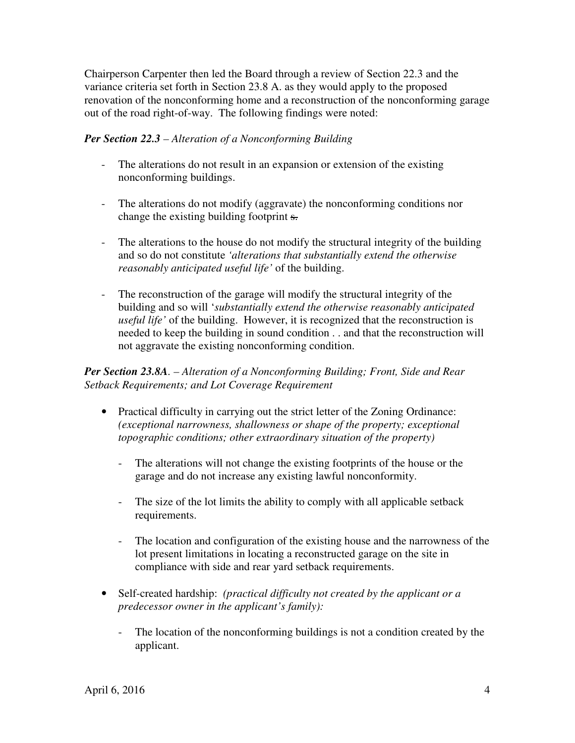Chairperson Carpenter then led the Board through a review of Section 22.3 and the variance criteria set forth in Section 23.8 A. as they would apply to the proposed renovation of the nonconforming home and a reconstruction of the nonconforming garage out of the road right-of-way. The following findings were noted:

***Per Section 22.3** – Alteration of a Nonconforming Building*

- The alterations do not result in an expansion or extension of the existing nonconforming buildings.

- The alterations do not modify (aggravate) the nonconforming conditions nor change the existing building footprint ~~s.~~

- The alterations to the house do not modify the structural integrity of the building and so do not constitute *'alterations that substantially extend the otherwise reasonably anticipated useful life'* of the building.

- The reconstruction of the garage will modify the structural integrity of the building and so will '*substantially extend the otherwise reasonably anticipated useful life'* of the building. However, it is recognized that the reconstruction is needed to keep the building in sound condition . . and that the reconstruction will not aggravate the existing nonconforming condition.

***Per Section 23.8A**. – Alteration of a Nonconforming Building; Front, Side and Rear Setback Requirements; and Lot Coverage Requirement*

- Practical difficulty in carrying out the strict letter of the Zoning Ordinance: *(exceptional narrowness, shallowness or shape of the property; exceptional topographic conditions; other extraordinary situation of the property)*

  - The alterations will not change the existing footprints of the house or the garage and do not increase any existing lawful nonconformity.

  - The size of the lot limits the ability to comply with all applicable setback requirements.

  - The location and configuration of the existing house and the narrowness of the lot present limitations in locating a reconstructed garage on the site in compliance with side and rear yard setback requirements.

- Self-created hardship: *(practical difficulty not created by the applicant or a predecessor owner in the applicant's family):*

  - The location of the nonconforming buildings is not a condition created by the applicant.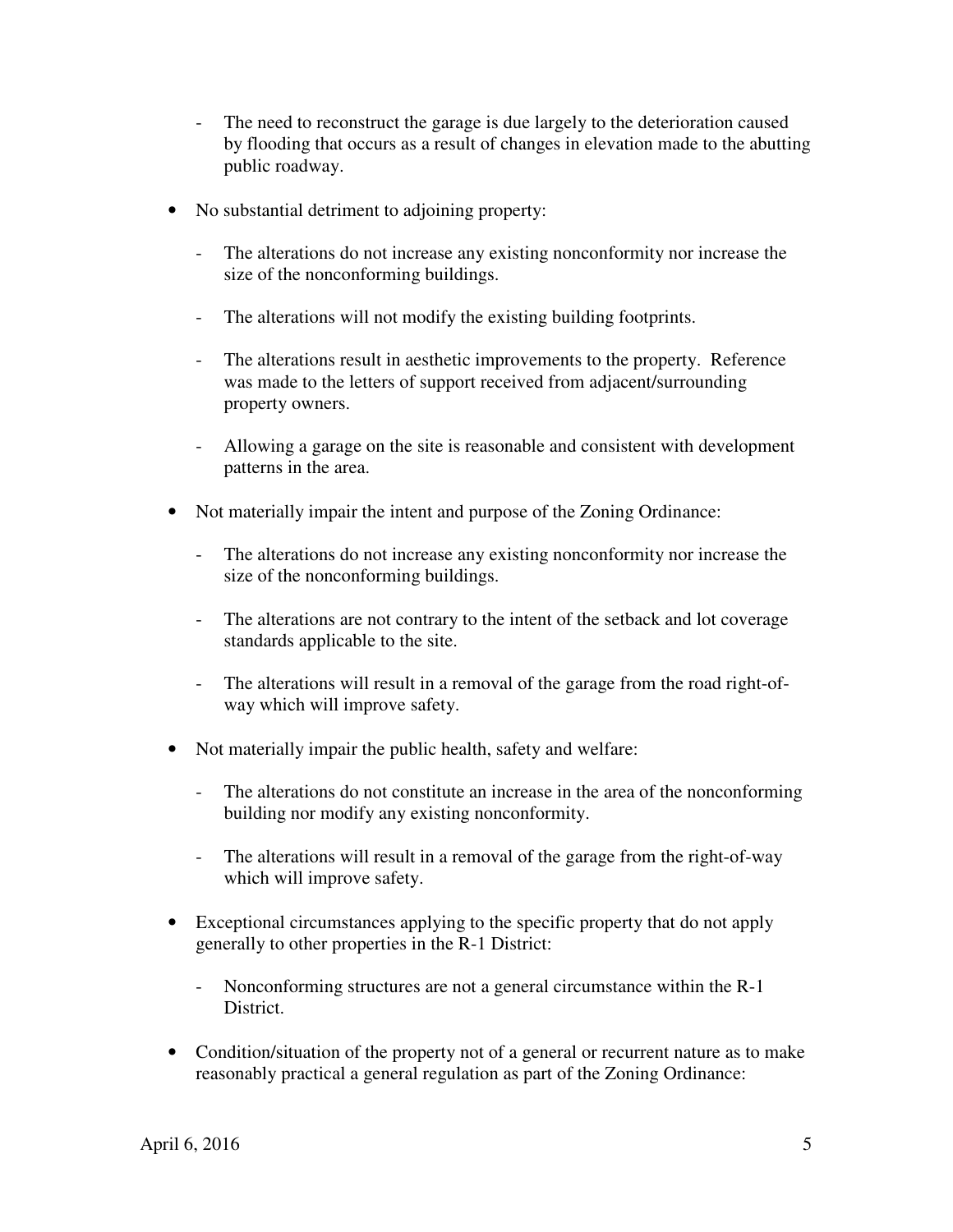- The need to reconstruct the garage is due largely to the deterioration caused by flooding that occurs as a result of changes in elevation made to the abutting public roadway.

- No substantial detriment to adjoining property:

  - The alterations do not increase any existing nonconformity nor increase the size of the nonconforming buildings.

  - The alterations will not modify the existing building footprints.

  - The alterations result in aesthetic improvements to the property. Reference was made to the letters of support received from adjacent/surrounding property owners.

  - Allowing a garage on the site is reasonable and consistent with development patterns in the area.

- Not materially impair the intent and purpose of the Zoning Ordinance:

  - The alterations do not increase any existing nonconformity nor increase the size of the nonconforming buildings.

  - The alterations are not contrary to the intent of the setback and lot coverage standards applicable to the site.

  - The alterations will result in a removal of the garage from the road right-of-way which will improve safety.

- Not materially impair the public health, safety and welfare:

  - The alterations do not constitute an increase in the area of the nonconforming building nor modify any existing nonconformity.

  - The alterations will result in a removal of the garage from the right-of-way which will improve safety.

- Exceptional circumstances applying to the specific property that do not apply generally to other properties in the R-1 District:

  - Nonconforming structures are not a general circumstance within the R-1 District.

- Condition/situation of the property not of a general or recurrent nature as to make reasonably practical a general regulation as part of the Zoning Ordinance: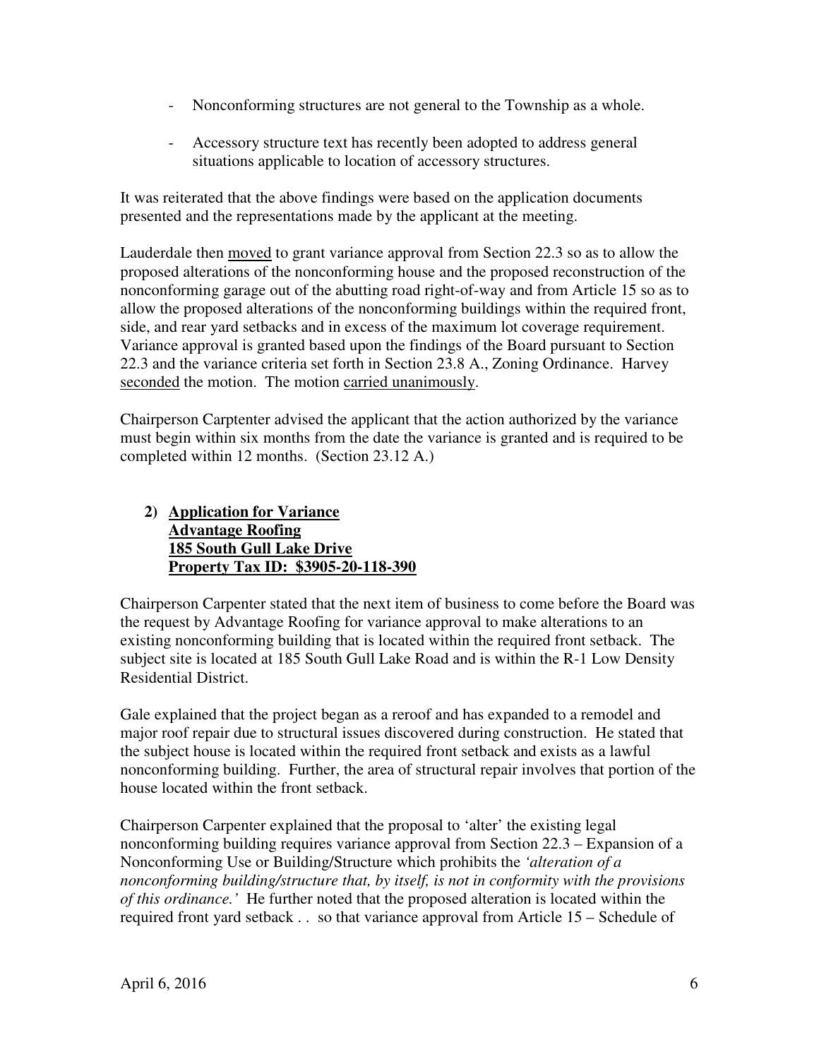- Nonconforming structures are not general to the Township as a whole.

- Accessory structure text has recently been adopted to address general situations applicable to location of accessory structures.

It was reiterated that the above findings were based on the application documents presented and the representations made by the applicant at the meeting.

Lauderdale then moved to grant variance approval from Section 22.3 so as to allow the proposed alterations of the nonconforming house and the proposed reconstruction of the nonconforming garage out of the abutting road right-of-way and from Article 15 so as to allow the proposed alterations of the nonconforming buildings within the required front, side, and rear yard setbacks and in excess of the maximum lot coverage requirement. Variance approval is granted based upon the findings of the Board pursuant to Section 22.3 and the variance criteria set forth in Section 23.8 A., Zoning Ordinance. Harvey seconded the motion. The motion carried unanimously.

Chairperson Carptenter advised the applicant that the action authorized by the variance must begin within six months from the date the variance is granted and is required to be completed within 12 months. (Section 23.12 A.)

**2) Application for Variance**
**Advantage Roofing**
**185 South Gull Lake Drive**
**Property Tax ID: $3905-20-118-390**

Chairperson Carpenter stated that the next item of business to come before the Board was the request by Advantage Roofing for variance approval to make alterations to an existing nonconforming building that is located within the required front setback. The subject site is located at 185 South Gull Lake Road and is within the R-1 Low Density Residential District.

Gale explained that the project began as a reroof and has expanded to a remodel and major roof repair due to structural issues discovered during construction. He stated that the subject house is located within the required front setback and exists as a lawful nonconforming building. Further, the area of structural repair involves that portion of the house located within the front setback.

Chairperson Carpenter explained that the proposal to 'alter' the existing legal nonconforming building requires variance approval from Section 22.3 – Expansion of a Nonconforming Use or Building/Structure which prohibits the *'alteration of a nonconforming building/structure that, by itself, is not in conformity with the provisions of this ordinance.'* He further noted that the proposed alteration is located within the required front yard setback . . so that variance approval from Article 15 – Schedule of

April 6, 2016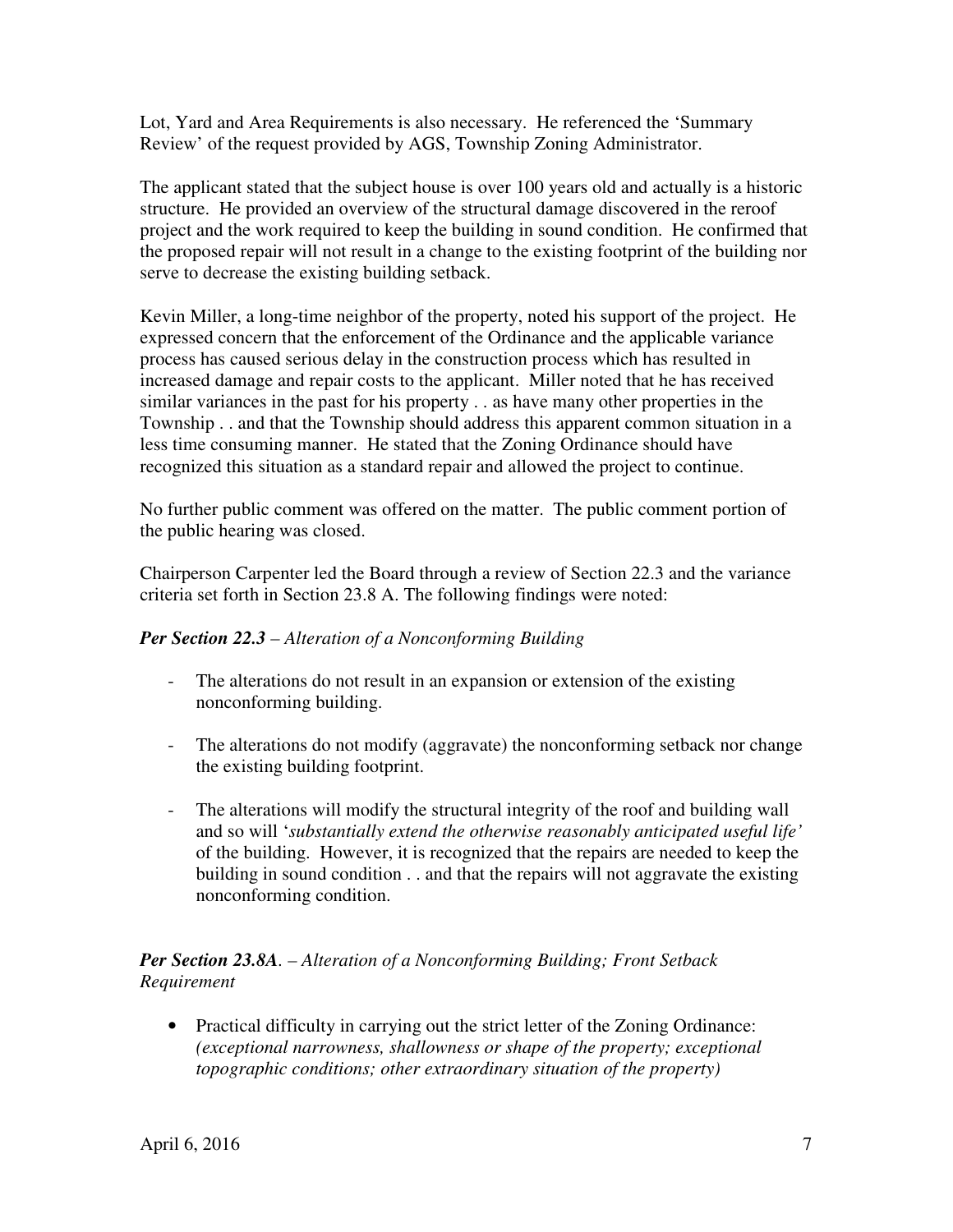Lot, Yard and Area Requirements is also necessary. He referenced the 'Summary Review' of the request provided by AGS, Township Zoning Administrator.

The applicant stated that the subject house is over 100 years old and actually is a historic structure. He provided an overview of the structural damage discovered in the reroof project and the work required to keep the building in sound condition. He confirmed that the proposed repair will not result in a change to the existing footprint of the building nor serve to decrease the existing building setback.

Kevin Miller, a long-time neighbor of the property, noted his support of the project. He expressed concern that the enforcement of the Ordinance and the applicable variance process has caused serious delay in the construction process which has resulted in increased damage and repair costs to the applicant. Miller noted that he has received similar variances in the past for his property . . as have many other properties in the Township . . and that the Township should address this apparent common situation in a less time consuming manner. He stated that the Zoning Ordinance should have recognized this situation as a standard repair and allowed the project to continue.

No further public comment was offered on the matter. The public comment portion of the public hearing was closed.

Chairperson Carpenter led the Board through a review of Section 22.3 and the variance criteria set forth in Section 23.8 A. The following findings were noted:

***Per Section 22.3** – Alteration of a Nonconforming Building*

- The alterations do not result in an expansion or extension of the existing nonconforming building.
- The alterations do not modify (aggravate) the nonconforming setback nor change the existing building footprint.
- The alterations will modify the structural integrity of the roof and building wall and so will '*substantially extend the otherwise reasonably anticipated useful life'* of the building. However, it is recognized that the repairs are needed to keep the building in sound condition . . and that the repairs will not aggravate the existing nonconforming condition.

***Per Section 23.8A**. – Alteration of a Nonconforming Building; Front Setback Requirement*

- Practical difficulty in carrying out the strict letter of the Zoning Ordinance: *(exceptional narrowness, shallowness or shape of the property; exceptional topographic conditions; other extraordinary situation of the property)*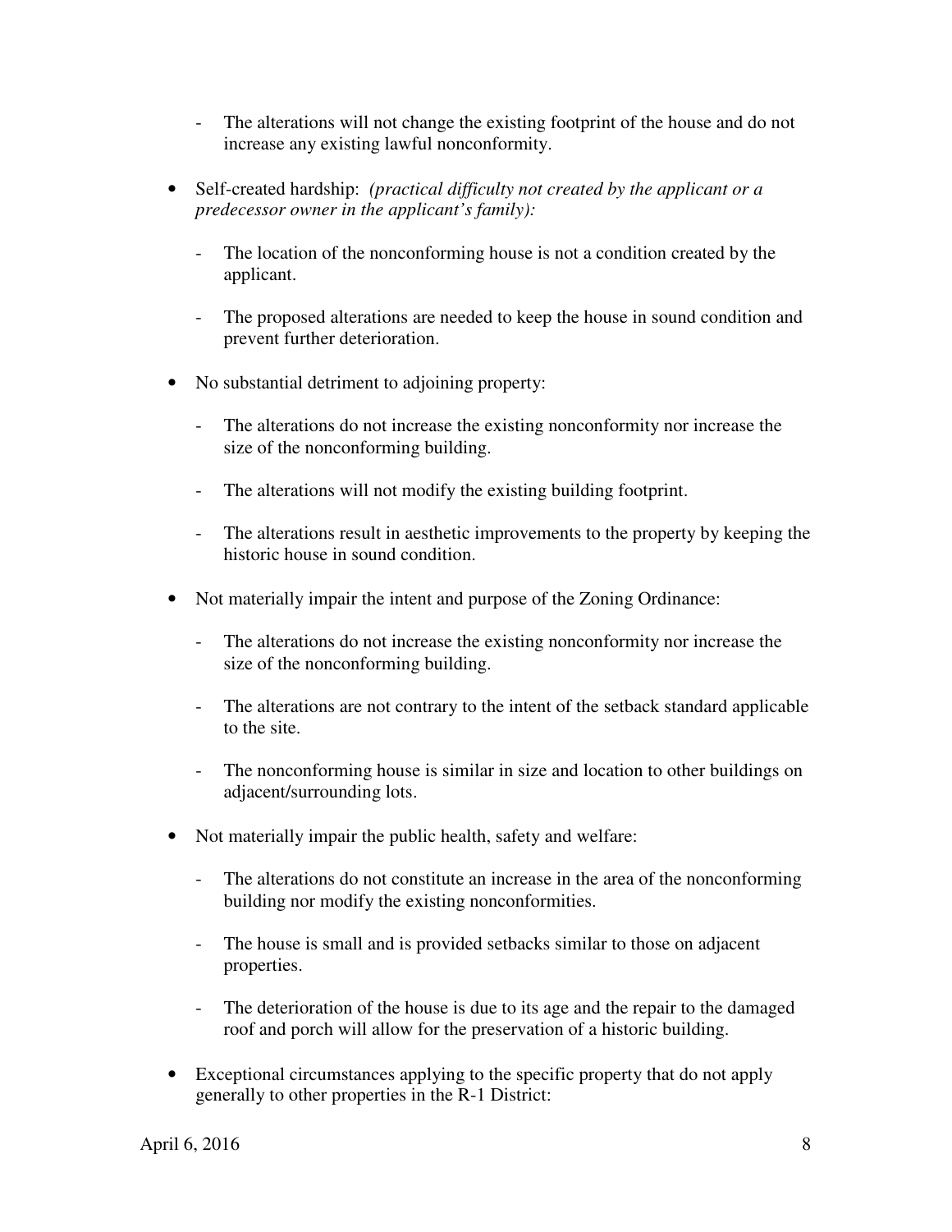- The alterations will not change the existing footprint of the house and do not increase any existing lawful nonconformity.

- Self-created hardship: *(practical difficulty not created by the applicant or a predecessor owner in the applicant's family):*

  - The location of the nonconforming house is not a condition created by the applicant.

  - The proposed alterations are needed to keep the house in sound condition and prevent further deterioration.

- No substantial detriment to adjoining property:

  - The alterations do not increase the existing nonconformity nor increase the size of the nonconforming building.

  - The alterations will not modify the existing building footprint.

  - The alterations result in aesthetic improvements to the property by keeping the historic house in sound condition.

- Not materially impair the intent and purpose of the Zoning Ordinance:

  - The alterations do not increase the existing nonconformity nor increase the size of the nonconforming building.

  - The alterations are not contrary to the intent of the setback standard applicable to the site.

  - The nonconforming house is similar in size and location to other buildings on adjacent/surrounding lots.

- Not materially impair the public health, safety and welfare:

  - The alterations do not constitute an increase in the area of the nonconforming building nor modify the existing nonconformities.

  - The house is small and is provided setbacks similar to those on adjacent properties.

  - The deterioration of the house is due to its age and the repair to the damaged roof and porch will allow for the preservation of a historic building.

- Exceptional circumstances applying to the specific property that do not apply generally to other properties in the R-1 District: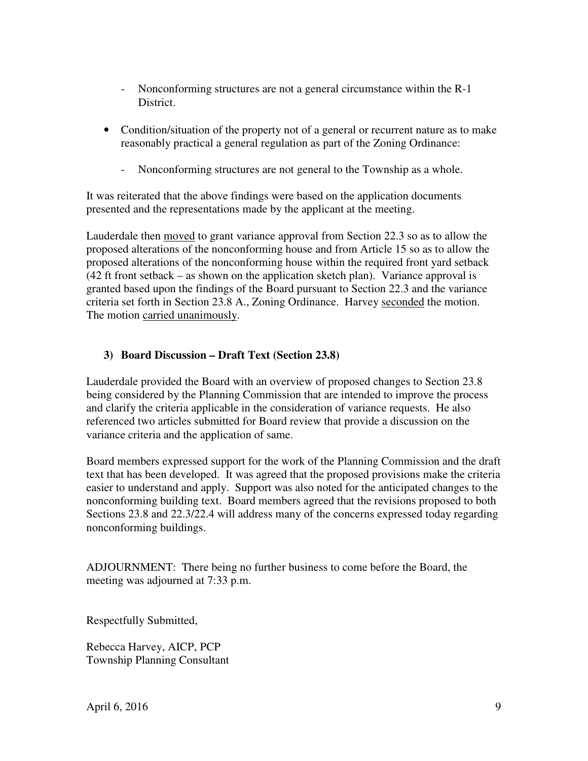- Nonconforming structures are not a general circumstance within the R-1 District.

- Condition/situation of the property not of a general or recurrent nature as to make reasonably practical a general regulation as part of the Zoning Ordinance:

  - Nonconforming structures are not general to the Township as a whole.

It was reiterated that the above findings were based on the application documents presented and the representations made by the applicant at the meeting.

Lauderdale then <u>moved</u> to grant variance approval from Section 22.3 so as to allow the proposed alterations of the nonconforming house and from Article 15 so as to allow the proposed alterations of the nonconforming house within the required front yard setback (42 ft front setback – as shown on the application sketch plan). Variance approval is granted based upon the findings of the Board pursuant to Section 22.3 and the variance criteria set forth in Section 23.8 A., Zoning Ordinance. Harvey <u>seconded</u> the motion. The motion <u>carried unanimously</u>.

### 3) Board Discussion – Draft Text (Section 23.8)

Lauderdale provided the Board with an overview of proposed changes to Section 23.8 being considered by the Planning Commission that are intended to improve the process and clarify the criteria applicable in the consideration of variance requests. He also referenced two articles submitted for Board review that provide a discussion on the variance criteria and the application of same.

Board members expressed support for the work of the Planning Commission and the draft text that has been developed. It was agreed that the proposed provisions make the criteria easier to understand and apply. Support was also noted for the anticipated changes to the nonconforming building text. Board members agreed that the revisions proposed to both Sections 23.8 and 22.3/22.4 will address many of the concerns expressed today regarding nonconforming buildings.

ADJOURNMENT: There being no further business to come before the Board, the meeting was adjourned at 7:33 p.m.

Respectfully Submitted,

Rebecca Harvey, AICP, PCP
Township Planning Consultant

April 6, 2016